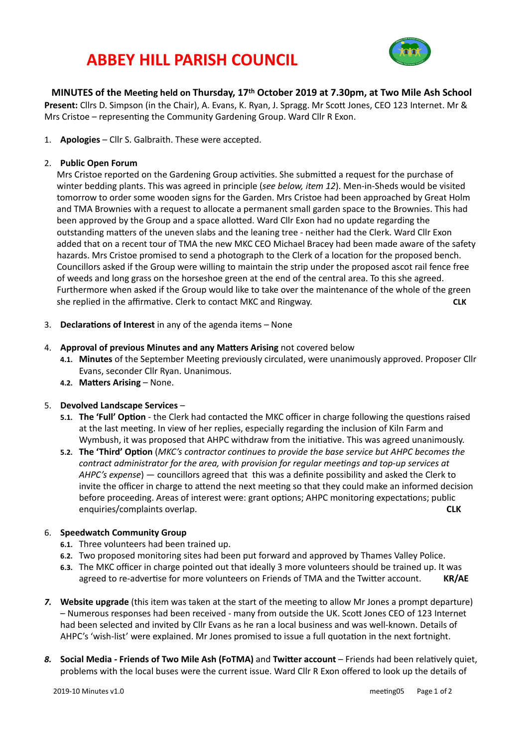# ABBEY HILL PARISH COUNCIL

**MINUTES of the Meeting held on Thursday, 17th October 2019 at 7.30pm, at Two Mile Ash School**

**Present:** Cllrs D. Simpson (in the Chair), A. Evans, K. Ryan, J. Spragg. Mr Scott Jones, CEO 123 Internet. Mr & Mrs Cristoe – representing the Community Gardening Group. Ward Cllr R Exon.

1. **Apologies** – Cllr S. Galbraith. These were accepted.

2. **Public Open Forum**
   Mrs Cristoe reported on the Gardening Group activities. She submitted a request for the purchase of winter bedding plants. This was agreed in principle (*see below, item 12*). Men-in-Sheds would be visited tomorrow to order some wooden signs for the Garden. Mrs Cristoe had been approached by Great Holm and TMA Brownies with a request to allocate a permanent small garden space to the Brownies. This had been approved by the Group and a space allotted. Ward Cllr Exon had no update regarding the outstanding matters of the uneven slabs and the leaning tree - neither had the Clerk. Ward Cllr Exon added that on a recent tour of TMA the new MKC CEO Michael Bracey had been made aware of the safety hazards. Mrs Cristoe promised to send a photograph to the Clerk of a location for the proposed bench. Councillors asked if the Group were willing to maintain the strip under the proposed ascot rail fence free of weeds and long grass on the horseshoe green at the end of the central area. To this she agreed. Furthermore when asked if the Group would like to take over the maintenance of the whole of the green she replied in the affirmative. Clerk to contact MKC and Ringway. **CLK**

3. **Declarations of Interest** in any of the agenda items – None

4. **Approval of previous Minutes and any Matters Arising** not covered below
   - **4.1. Minutes** of the September Meeting previously circulated, were unanimously approved. Proposer Cllr Evans, seconder Cllr Ryan. Unanimous.
   - **4.2. Matters Arising** – None.

5. **Devolved Landscape Services** –
   - **5.1. The 'Full' Option** - the Clerk had contacted the MKC officer in charge following the questions raised at the last meeting. In view of her replies, especially regarding the inclusion of Kiln Farm and Wymbush, it was proposed that AHPC withdraw from the initiative. This was agreed unanimously.
   - **5.2. The 'Third' Option** (*MKC's contractor continues to provide the base service but AHPC becomes the contract administrator for the area, with provision for regular meetings and top-up services at AHPC's expense*) — councillors agreed that this was a definite possibility and asked the Clerk to invite the officer in charge to attend the next meeting so that they could make an informed decision before proceeding. Areas of interest were: grant options; AHPC monitoring expectations; public enquiries/complaints overlap. **CLK**

6. **Speedwatch Community Group**
   - **6.1.** Three volunteers had been trained up.
   - **6.2.** Two proposed monitoring sites had been put forward and approved by Thames Valley Police.
   - **6.3.** The MKC officer in charge pointed out that ideally 3 more volunteers should be trained up. It was agreed to re-advertise for more volunteers on Friends of TMA and the Twitter account. **KR/AE**

7. **Website upgrade** (this item was taken at the start of the meeting to allow Mr Jones a prompt departure) – Numerous responses had been received - many from outside the UK. Scott Jones CEO of 123 Internet had been selected and invited by Cllr Evans as he ran a local business and was well-known. Details of AHPC's 'wish-list' were explained. Mr Jones promised to issue a full quotation in the next fortnight.

8. **Social Media - Friends of Two Mile Ash (FoTMA)** and **Twitter account** – Friends had been relatively quiet, problems with the local buses were the current issue. Ward Cllr R Exon offered to look up the details of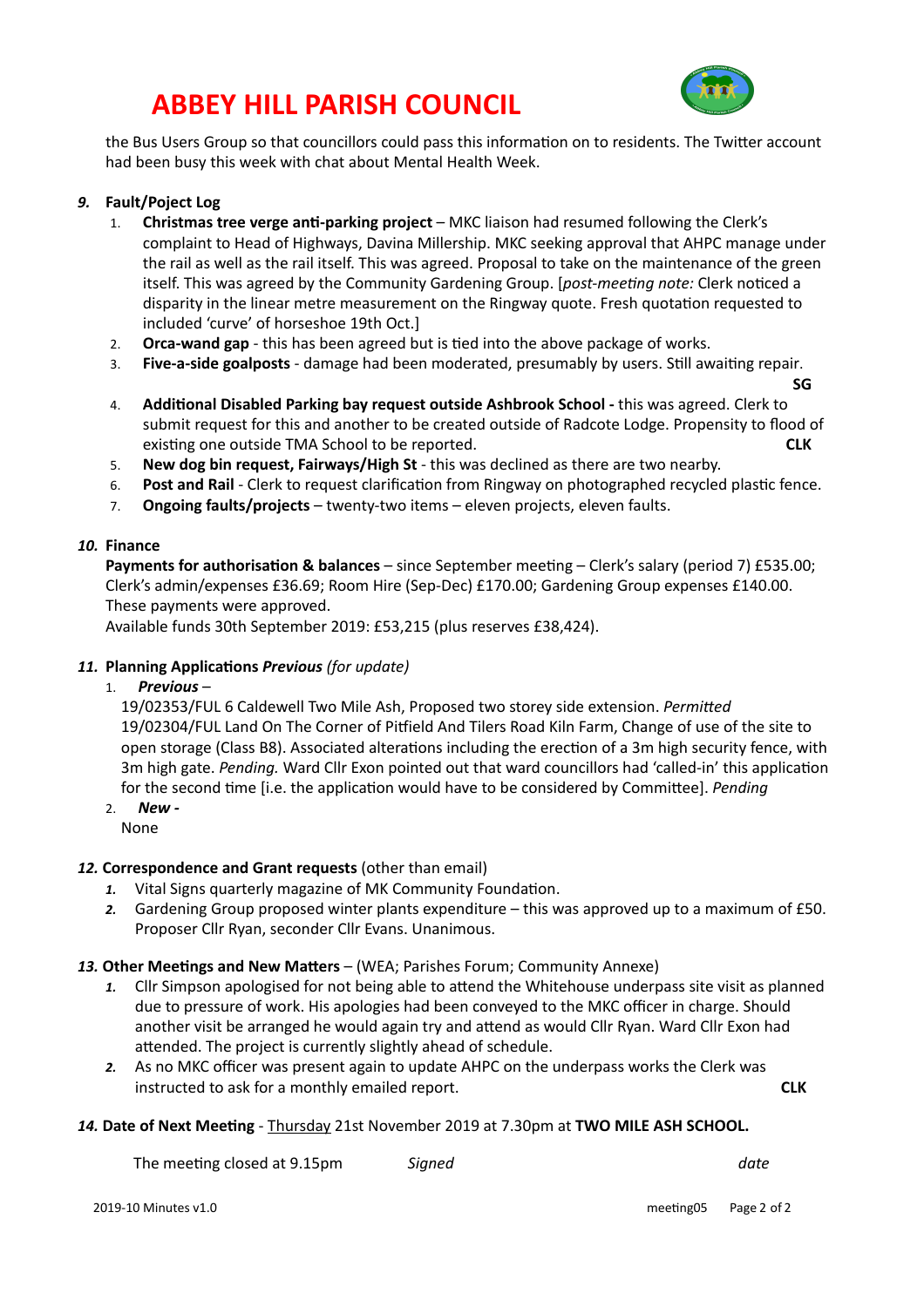# ABBEY HILL PARISH COUNCIL

the Bus Users Group so that councillors could pass this information on to residents. The Twitter account had been busy this week with chat about Mental Health Week.

***9.* Fault/Poject Log**

1. **Christmas tree verge anti-parking project** – MKC liaison had resumed following the Clerk's complaint to Head of Highways, Davina Millership. MKC seeking approval that AHPC manage under the rail as well as the rail itself. This was agreed. Proposal to take on the maintenance of the green itself. This was agreed by the Community Gardening Group. [*post-meeting note:* Clerk noticed a disparity in the linear metre measurement on the Ringway quote. Fresh quotation requested to included 'curve' of horseshoe 19th Oct.]
2. **Orca-wand gap** - this has been agreed but is tied into the above package of works.
3. **Five-a-side goalposts** - damage had been moderated, presumably by users. Still awaiting repair. **SG**
4. **Additional Disabled Parking bay request outside Ashbrook School -** this was agreed. Clerk to submit request for this and another to be created outside of Radcote Lodge. Propensity to flood of existing one outside TMA School to be reported. **CLK**
5. **New dog bin request, Fairways/High St** - this was declined as there are two nearby.
6. **Post and Rail** - Clerk to request clarification from Ringway on photographed recycled plastic fence.
7. **Ongoing faults/projects** – twenty-two items – eleven projects, eleven faults.

***10.* Finance**

**Payments for authorisation & balances** – since September meeting – Clerk's salary (period 7) £535.00; Clerk's admin/expenses £36.69; Room Hire (Sep-Dec) £170.00; Gardening Group expenses £140.00. These payments were approved.

Available funds 30th September 2019: £53,215 (plus reserves £38,424).

***11.* Planning Applications *Previous*** *(for update)*

1. ***Previous*** –

   19/02353/FUL 6 Caldewell Two Mile Ash, Proposed two storey side extension. *Permitted*

   19/02304/FUL Land On The Corner of Pitfield And Tilers Road Kiln Farm, Change of use of the site to open storage (Class B8). Associated alterations including the erection of a 3m high security fence, with 3m high gate. *Pending.* Ward Cllr Exon pointed out that ward councillors had 'called-in' this application for the second time [i.e. the application would have to be considered by Committee]. *Pending*
2. ***New -***

   None

***12.* Correspondence and Grant requests** (other than email)

1. Vital Signs quarterly magazine of MK Community Foundation.
2. Gardening Group proposed winter plants expenditure – this was approved up to a maximum of £50. Proposer Cllr Ryan, seconder Cllr Evans. Unanimous.

***13.* Other Meetings and New Matters** – (WEA; Parishes Forum; Community Annexe)

1. Cllr Simpson apologised for not being able to attend the Whitehouse underpass site visit as planned due to pressure of work. His apologies had been conveyed to the MKC officer in charge. Should another visit be arranged he would again try and attend as would Cllr Ryan. Ward Cllr Exon had attended. The project is currently slightly ahead of schedule.
2. As no MKC officer was present again to update AHPC on the underpass works the Clerk was instructed to ask for a monthly emailed report. **CLK**

***14.* Date of Next Meeting** - Thursday 21st November 2019 at 7.30pm at **TWO MILE ASH SCHOOL.**

The meeting closed at 9.15pm *Signed* *date*

2019-10 Minutes v1.0 meeting05